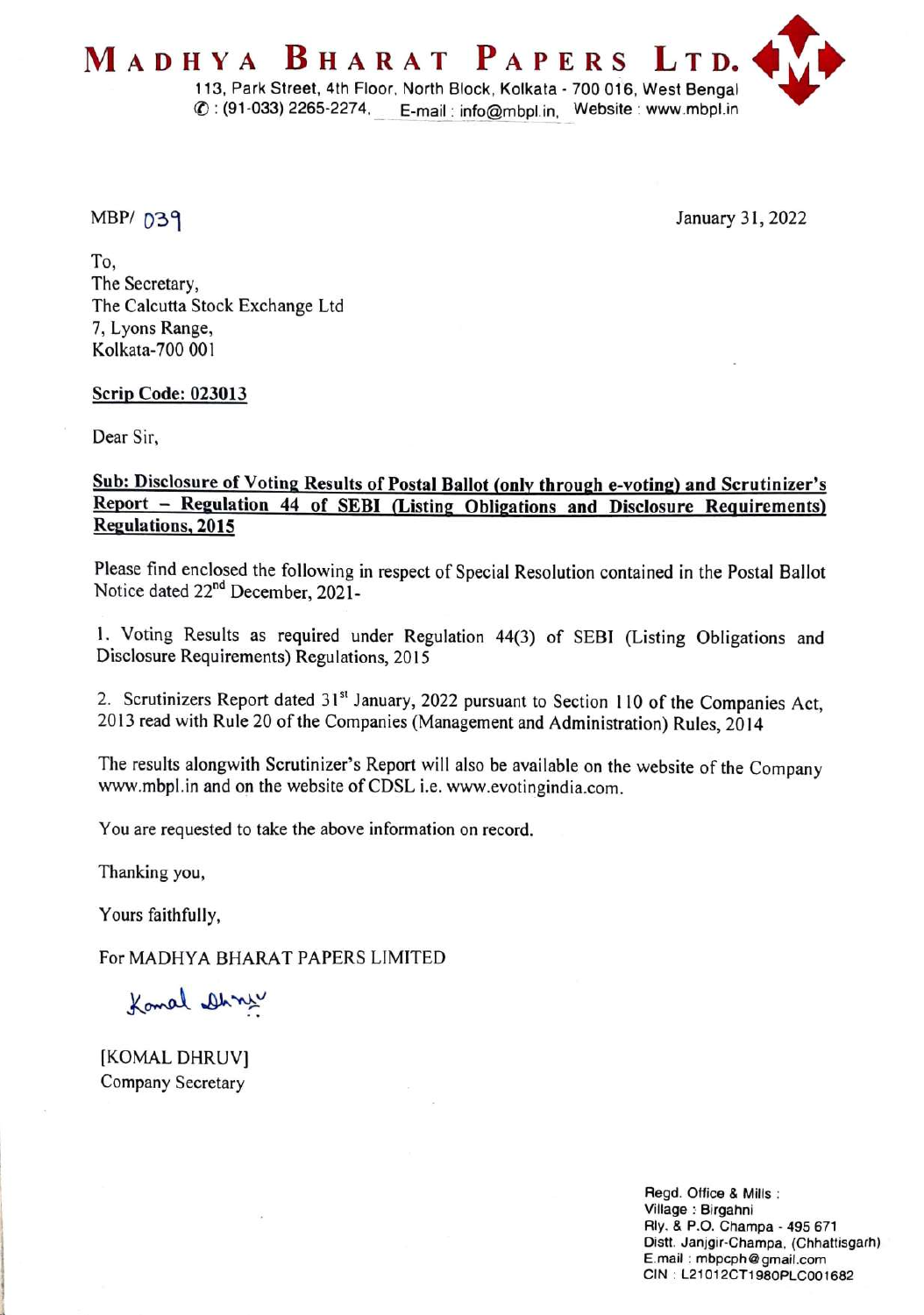# MADHYA BHARAT PAPERS LTD.

113, Park Street, 4th Floor, North Block, Kolkata - 700 016, West Bengal
✆ : (91-033) 2265-2274, E-mail : info@mbpl.in, Website : www.mbpl.in

MBP/ 039

January 31, 2022

To,
The Secretary,
The Calcutta Stock Exchange Ltd
7, Lyons Range,
Kolkata-700 001

**Scrip Code: 023013**

Dear Sir,

**Sub: Disclosure of Voting Results of Postal Ballot (only through e-voting) and Scrutinizer's Report – Regulation 44 of SEBI (Listing Obligations and Disclosure Requirements) Regulations, 2015**

Please find enclosed the following in respect of Special Resolution contained in the Postal Ballot Notice dated 22nd December, 2021-

1. Voting Results as required under Regulation 44(3) of SEBI (Listing Obligations and Disclosure Requirements) Regulations, 2015

2. Scrutinizers Report dated 31st January, 2022 pursuant to Section 110 of the Companies Act, 2013 read with Rule 20 of the Companies (Management and Administration) Rules, 2014

The results alongwith Scrutinizer's Report will also be available on the website of the Company www.mbpl.in and on the website of CDSL i.e. www.evotingindia.com.

You are requested to take the above information on record.

Thanking you,

Yours faithfully,

For MADHYA BHARAT PAPERS LIMITED

[KOMAL DHRUV]
Company Secretary

Regd. Office & Mills :
Village : Birgahni
Rly. & P.O. Champa - 495 671
Distt. Janjgir-Champa, (Chhattisgarh)
E.mail : mbpcph@gmail.com
CIN : L21012CT1980PLC001682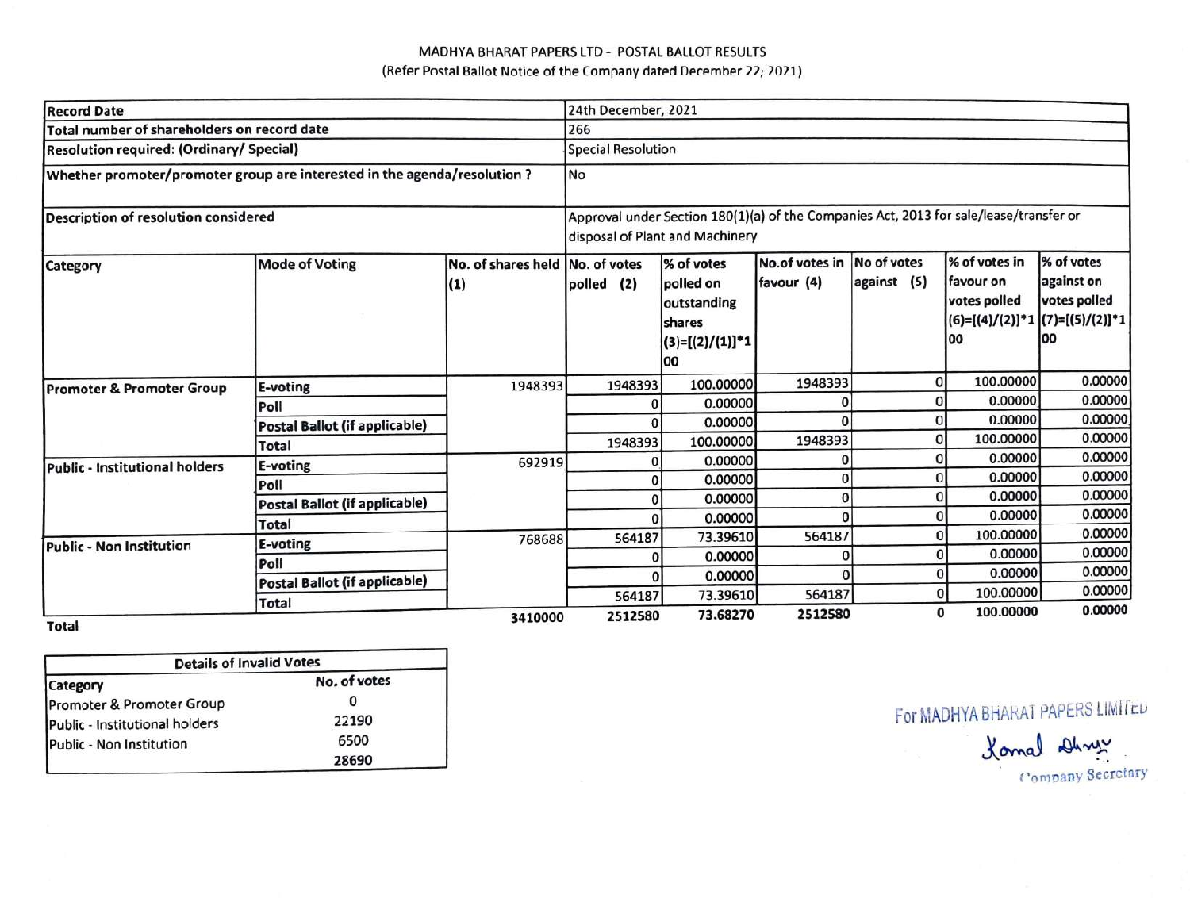MADHYA BHARAT PAPERS LTD - POSTAL BALLOT RESULTS

(Refer Postal Ballot Notice of the Company dated December 22, 2021)

| | | | | | | | | |
|---|---|---|---|---|---|---|---|---|
| **Record Date** | | | 24th December, 2021 | | | | | |
| **Total number of shareholders on record date** | | | 266 | | | | | |
| **Resolution required: (Ordinary/ Special)** | | | Special Resolution | | | | | |
| **Whether promoter/promoter group are interested in the agenda/resolution ?** | | | No | | | | | |
| **Description of resolution considered** | | | Approval under Section 180(1)(a) of the Companies Act, 2013 for sale/lease/transfer or disposal of Plant and Machinery | | | | | |
| **Category** | **Mode of Voting** | **No. of shares held (1)** | **No. of votes polled (2)** | **% of votes polled on outstanding shares (3)=[(2)/(1)]*100** | **No.of votes in favour (4)** | **No of votes against (5)** | **% of votes in favour on votes polled (6)=[(4)/(2)]*100** | **% of votes against on votes polled (7)=[(5)/(2)]*100** |
| **Promoter & Promoter Group** | **E-voting** | 1948393 | 1948393 | 100.00000 | 1948393 | 0 | 100.00000 | 0.00000 |
| | **Poll** | | 0 | 0.00000 | 0 | 0 | 0.00000 | 0.00000 |
| | **Postal Ballot (if applicable)** | | 0 | 0.00000 | 0 | 0 | 0.00000 | 0.00000 |
| | **Total** | | 1948393 | 100.00000 | 1948393 | 0 | 100.00000 | 0.00000 |
| **Public - Institutional holders** | **E-voting** | 692919 | 0 | 0.00000 | 0 | 0 | 0.00000 | 0.00000 |
| | **Poll** | | 0 | 0.00000 | 0 | 0 | 0.00000 | 0.00000 |
| | **Postal Ballot (if applicable)** | | 0 | 0.00000 | 0 | 0 | 0.00000 | 0.00000 |
| | **Total** | | 0 | 0.00000 | 0 | 0 | 0.00000 | 0.00000 |
| **Public - Non Institution** | **E-voting** | 768688 | 564187 | 73.39610 | 564187 | 0 | 100.00000 | 0.00000 |
| | **Poll** | | 0 | 0.00000 | 0 | 0 | 0.00000 | 0.00000 |
| | **Postal Ballot (if applicable)** | | 0 | 0.00000 | 0 | 0 | 0.00000 | 0.00000 |
| | **Total** | | 564187 | 73.39610 | 564187 | 0 | 100.00000 | 0.00000 |
| **Total** | | **3410000** | **2512580** | **73.68270** | **2512580** | **0** | **100.00000** | **0.00000** |

| **Details of Invalid Votes** | |
|---|---|
| **Category** | **No. of votes** |
| Promoter & Promoter Group | 0 |
| Public - Institutional holders | 22190 |
| Public - Non Institution | 6500 |
| | **28690** |

For MADHYA BHARAT PAPERS LIMITED

Komal Dhruv

Company Secretary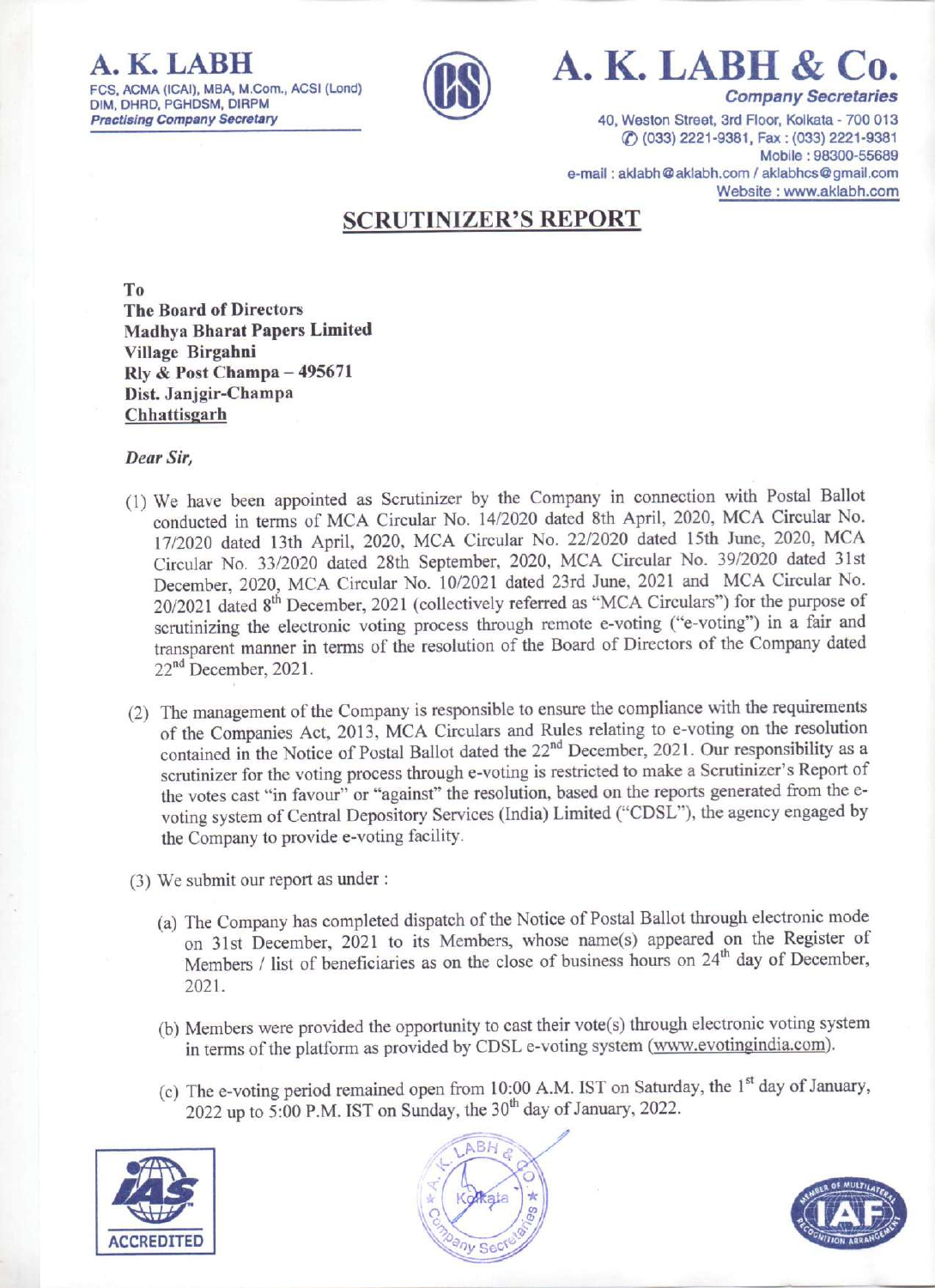**A. K. LABH**
FCS, ACMA (ICAI), MBA, M.Com., ACSI (Lond)
DIM, DHRD, PGHDSM, DIRPM
*Practising Company Secretary*

# A. K. LABH & Co.

*Company Secretaries*
40, Weston Street, 3rd Floor, Kolkata - 700 013
(033) 2221-9381, Fax : (033) 2221-9381
Mobile : 98300-55689
e-mail : aklabh@aklabh.com / aklabhcs@gmail.com
Website : www.aklabh.com

## SCRUTINIZER'S REPORT

**To**
**The Board of Directors**
**Madhya Bharat Papers Limited**
**Village Birgahni**
**Rly & Post Champa – 495671**
**Dist. Janjgir-Champa**
**Chhattisgarh**

*Dear Sir,*

(1) We have been appointed as Scrutinizer by the Company in connection with Postal Ballot conducted in terms of MCA Circular No. 14/2020 dated 8th April, 2020, MCA Circular No. 17/2020 dated 13th April, 2020, MCA Circular No. 22/2020 dated 15th June, 2020, MCA Circular No. 33/2020 dated 28th September, 2020, MCA Circular No. 39/2020 dated 31st December, 2020, MCA Circular No. 10/2021 dated 23rd June, 2021 and MCA Circular No. 20/2021 dated 8th December, 2021 (collectively referred as "MCA Circulars") for the purpose of scrutinizing the electronic voting process through remote e-voting ("e-voting") in a fair and transparent manner in terms of the resolution of the Board of Directors of the Company dated 22nd December, 2021.

(2) The management of the Company is responsible to ensure the compliance with the requirements of the Companies Act, 2013, MCA Circulars and Rules relating to e-voting on the resolution contained in the Notice of Postal Ballot dated the 22nd December, 2021. Our responsibility as a scrutinizer for the voting process through e-voting is restricted to make a Scrutinizer's Report of the votes cast "in favour" or "against" the resolution, based on the reports generated from the e-voting system of Central Depository Services (India) Limited ("CDSL"), the agency engaged by the Company to provide e-voting facility.

(3) We submit our report as under :

(a) The Company has completed dispatch of the Notice of Postal Ballot through electronic mode on 31st December, 2021 to its Members, whose name(s) appeared on the Register of Members / list of beneficiaries as on the close of business hours on 24th day of December, 2021.

(b) Members were provided the opportunity to cast their vote(s) through electronic voting system in terms of the platform as provided by CDSL e-voting system (www.evotingindia.com).

(c) The e-voting period remained open from 10:00 A.M. IST on Saturday, the 1st day of January, 2022 up to 5:00 P.M. IST on Sunday, the 30th day of January, 2022.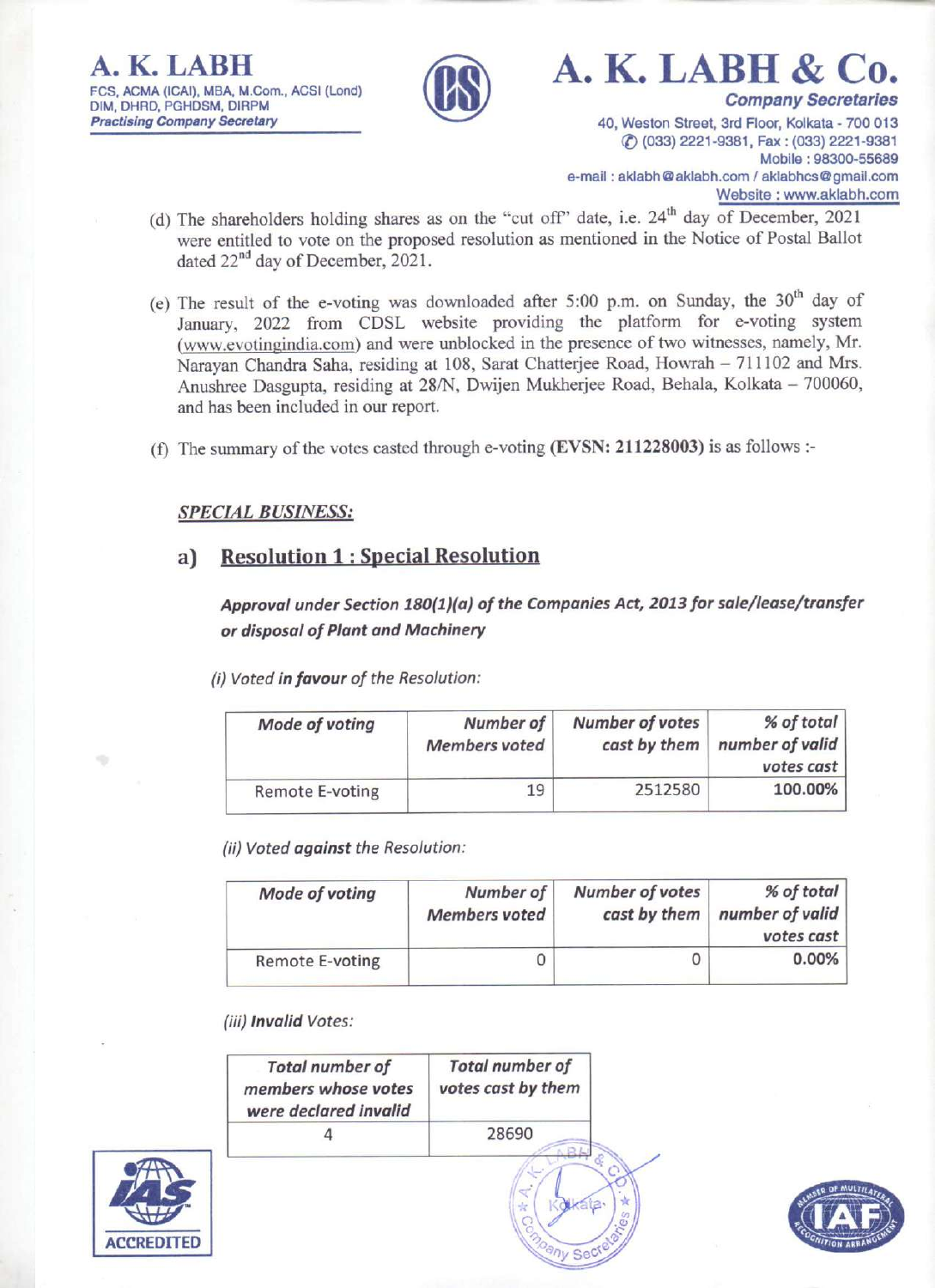(d) The shareholders holding shares as on the "cut off" date, i.e. 24th day of December, 2021 were entitled to vote on the proposed resolution as mentioned in the Notice of Postal Ballot dated 22nd day of December, 2021.

(e) The result of the e-voting was downloaded after 5:00 p.m. on Sunday, the 30th day of January, 2022 from CDSL website providing the platform for e-voting system (www.evotingindia.com) and were unblocked in the presence of two witnesses, namely, Mr. Narayan Chandra Saha, residing at 108, Sarat Chatterjee Road, Howrah – 711102 and Mrs. Anushree Dasgupta, residing at 28/N, Dwijen Mukherjee Road, Behala, Kolkata – 700060, and has been included in our report.

(f) The summary of the votes casted through e-voting **(EVSN: 211228003)** is as follows :-

***SPECIAL BUSINESS:***

## a) Resolution 1 : Special Resolution

***Approval under Section 180(1)(a) of the Companies Act, 2013 for sale/lease/transfer or disposal of Plant and Machinery***

*(i) Voted **in favour** of the Resolution:*

| *Mode of voting* | *Number of Members voted* | *Number of votes cast by them* | *% of total number of valid votes cast* |
|---|---|---|---|
| Remote E-voting | 19 | 2512580 | 100.00% |

*(ii) Voted **against** the Resolution:*

| *Mode of voting* | *Number of Members voted* | *Number of votes cast by them* | *% of total number of valid votes cast* |
|---|---|---|---|
| Remote E-voting | 0 | 0 | 0.00% |

*(iii) **Invalid** Votes:*

| *Total number of members whose votes were declared invalid* | *Total number of votes cast by them* |
|---|---|
| 4 | 28690 |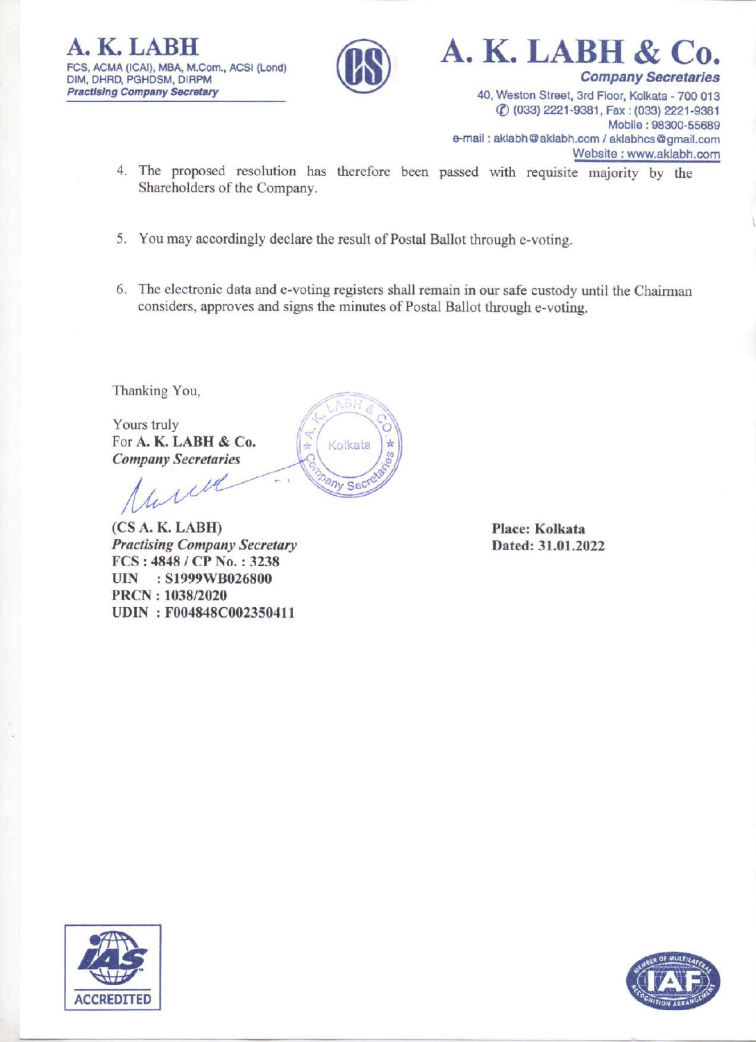# A. K. LABH

FCS, ACMA (ICAI), MBA, M.Com., ACSI (Lond)
DIM, DHRD, PGHDSM, DIRPM
*Practising Company Secretary*

# A. K. LABH & Co.

*Company Secretaries*

40, Weston Street, 3rd Floor, Kolkata - 700 013
(033) 2221-9381, Fax : (033) 2221-9381
Mobile : 98300-55689
e-mail : aklabh@aklabh.com / aklabhcs@gmail.com
Website : www.aklabh.com

4. The proposed resolution has therefore been passed with requisite majority by the Shareholders of the Company.

5. You may accordingly declare the result of Postal Ballot through e-voting.

6. The electronic data and e-voting registers shall remain in our safe custody until the Chairman considers, approves and signs the minutes of Postal Ballot through e-voting.

Thanking You,

Yours truly
For **A. K. LABH & Co.**
***Company Secretaries***

**(CS A. K. LABH)**
***Practising Company Secretary***
**FCS : 4848 / CP No. : 3238**
**UIN : S1999WB026800**
**PRCN : 1038/2020**
**UDIN : F004848C002350411**

**Place: Kolkata**
**Dated: 31.01.2022**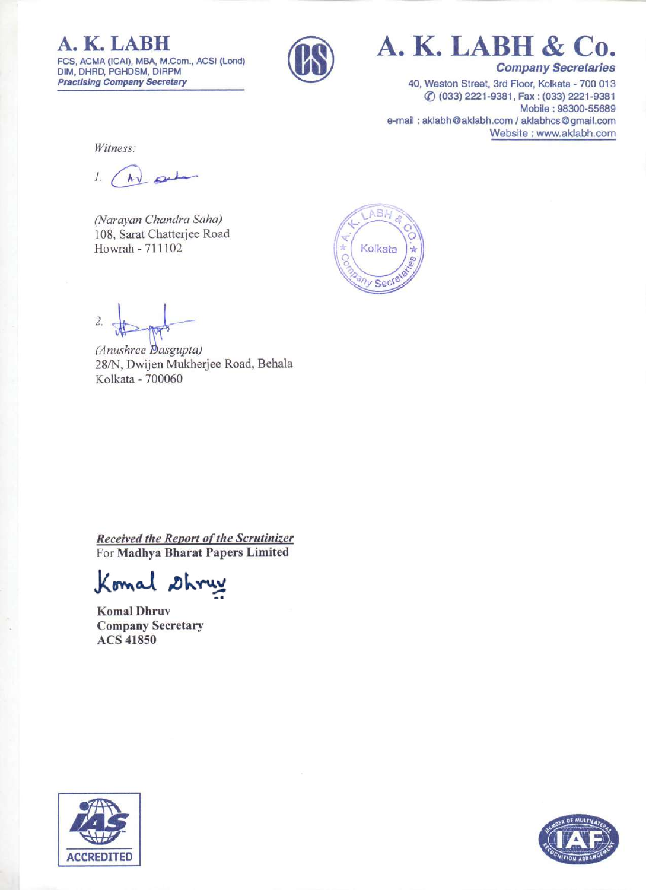# A. K. LABH

FCS, ACMA (ICAI), MBA, M.Com., ACSI (Lond)
DIM, DHRD, PGHDSM, DIRPM
*Practising Company Secretary*

# A. K. LABH & Co.

*Company Secretaries*

40, Weston Street, 3rd Floor, Kolkata - 700 013
(033) 2221-9381, Fax : (033) 2221-9381
Mobile : 98300-55689
e-mail : aklabh@aklabh.com / aklabhcs@gmail.com
Website : www.aklabh.com

*Witness:*

1\.

*(Narayan Chandra Saha)*
108, Sarat Chatterjee Road
Howrah - 711102

2\.

*(Anushree Dasgupta)*
28/N, Dwijen Mukherjee Road, Behala
Kolkata - 700060

***Received the Report of the Scrutinizer***
For **Madhya Bharat Papers Limited**

**Komal Dhruv**
**Company Secretary**
**ACS 41850**